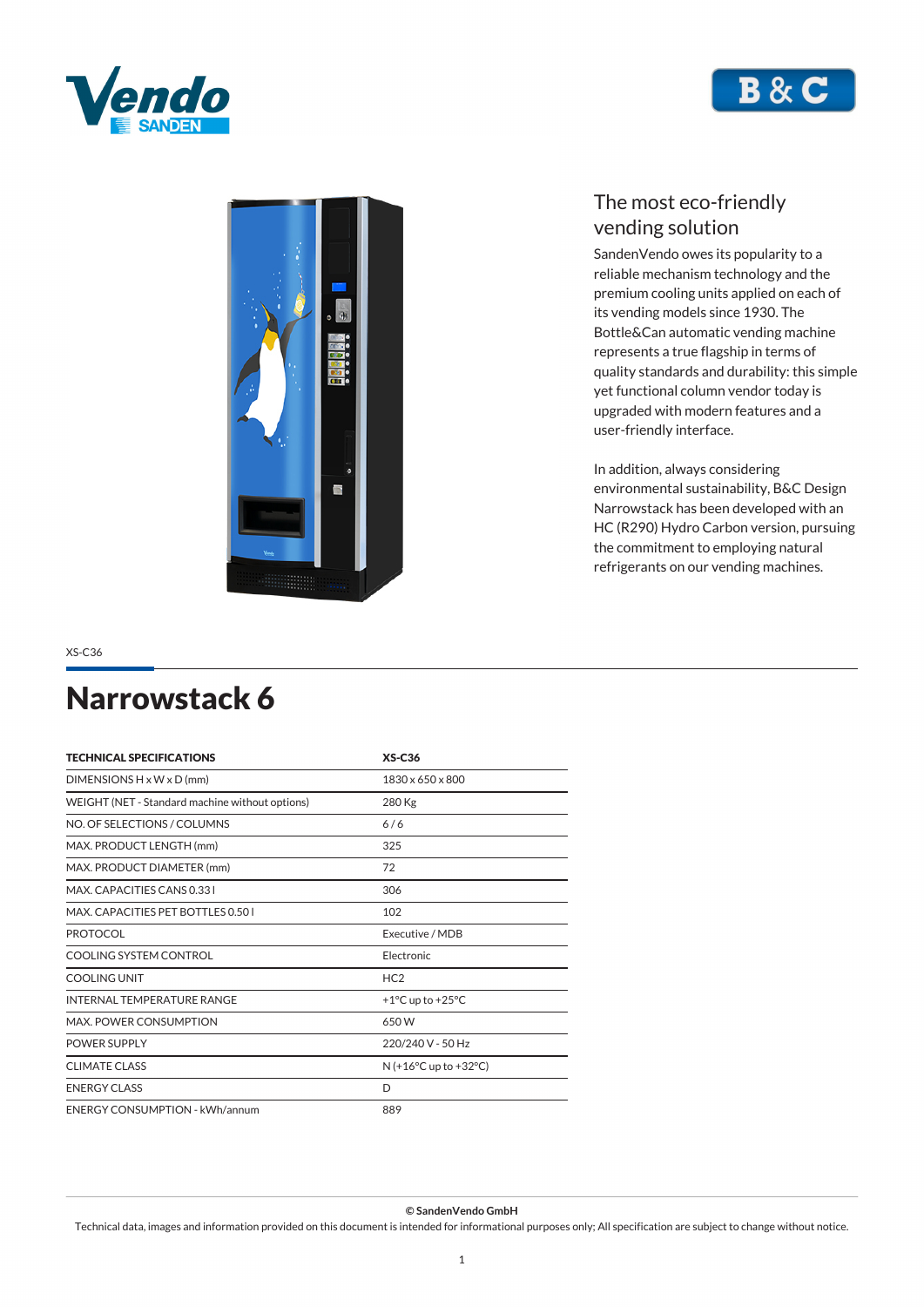## The most eco-friendly vending solution

SandenVendo owes its popularity to a reliable mechanism technology and the premium cooling units applied on each of its vending models since 1930. The Bottle&Can automatic vending machine represents a true flagship in terms of quality standards and durability: this simple yet functional column vendor today is upgraded with modern features and a user-friendly interface.

In addition, always considering environmental sustainability, B&C Design Narrowstack has been developed with an HC (R290) Hydro Carbon version, pursuing the commitment to employing natural refrigerants on our vending machines.

XS-C36

# Narrowstack 6

| TECHNICAL SPECIFICATIONS | XS-C36 |
|---|---|
| DIMENSIONS H x W x D (mm) | 1830 x 650 x 800 |
| WEIGHT (NET - Standard machine without options) | 280 Kg |
| NO. OF SELECTIONS / COLUMNS | 6 / 6 |
| MAX. PRODUCT LENGTH (mm) | 325 |
| MAX. PRODUCT DIAMETER (mm) | 72 |
| MAX. CAPACITIES CANS 0.33 l | 306 |
| MAX. CAPACITIES PET BOTTLES 0.50 l | 102 |
| PROTOCOL | Executive / MDB |
| COOLING SYSTEM CONTROL | Electronic |
| COOLING UNIT | HC2 |
| INTERNAL TEMPERATURE RANGE | +1°C up to +25°C |
| MAX. POWER CONSUMPTION | 650 W |
| POWER SUPPLY | 220/240 V - 50 Hz |
| CLIMATE CLASS | N (+16°C up to +32°C) |
| ENERGY CLASS | D |
| ENERGY CONSUMPTION - kWh/annum | 889 |

**© SandenVendo GmbH**

Technical data, images and information provided on this document is intended for informational purposes only; All specification are subject to change without notice.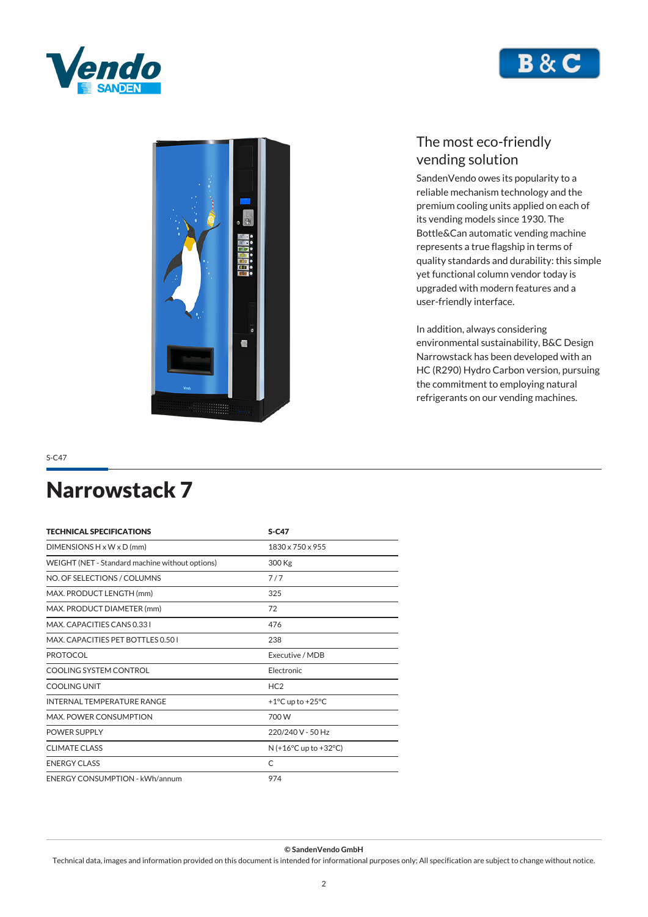## The most eco-friendly vending solution

SandenVendo owes its popularity to a reliable mechanism technology and the premium cooling units applied on each of its vending models since 1930. The Bottle&Can automatic vending machine represents a true flagship in terms of quality standards and durability: this simple yet functional column vendor today is upgraded with modern features and a user-friendly interface.

In addition, always considering environmental sustainability, B&C Design Narrowstack has been developed with an HC (R290) Hydro Carbon version, pursuing the commitment to employing natural refrigerants on our vending machines.

S-C47

# Narrowstack 7

| TECHNICAL SPECIFICATIONS | S-C47 |
|---|---|
| DIMENSIONS H x W x D (mm) | 1830 x 750 x 955 |
| WEIGHT (NET - Standard machine without options) | 300 Kg |
| NO. OF SELECTIONS / COLUMNS | 7 / 7 |
| MAX. PRODUCT LENGTH (mm) | 325 |
| MAX. PRODUCT DIAMETER (mm) | 72 |
| MAX. CAPACITIES CANS 0.33 l | 476 |
| MAX. CAPACITIES PET BOTTLES 0.50 l | 238 |
| PROTOCOL | Executive / MDB |
| COOLING SYSTEM CONTROL | Electronic |
| COOLING UNIT | HC2 |
| INTERNAL TEMPERATURE RANGE | +1°C up to +25°C |
| MAX. POWER CONSUMPTION | 700 W |
| POWER SUPPLY | 220/240 V - 50 Hz |
| CLIMATE CLASS | N (+16°C up to +32°C) |
| ENERGY CLASS | C |
| ENERGY CONSUMPTION - kWh/annum | 974 |

**© SandenVendo GmbH**

Technical data, images and information provided on this document is intended for informational purposes only; All specification are subject to change without notice.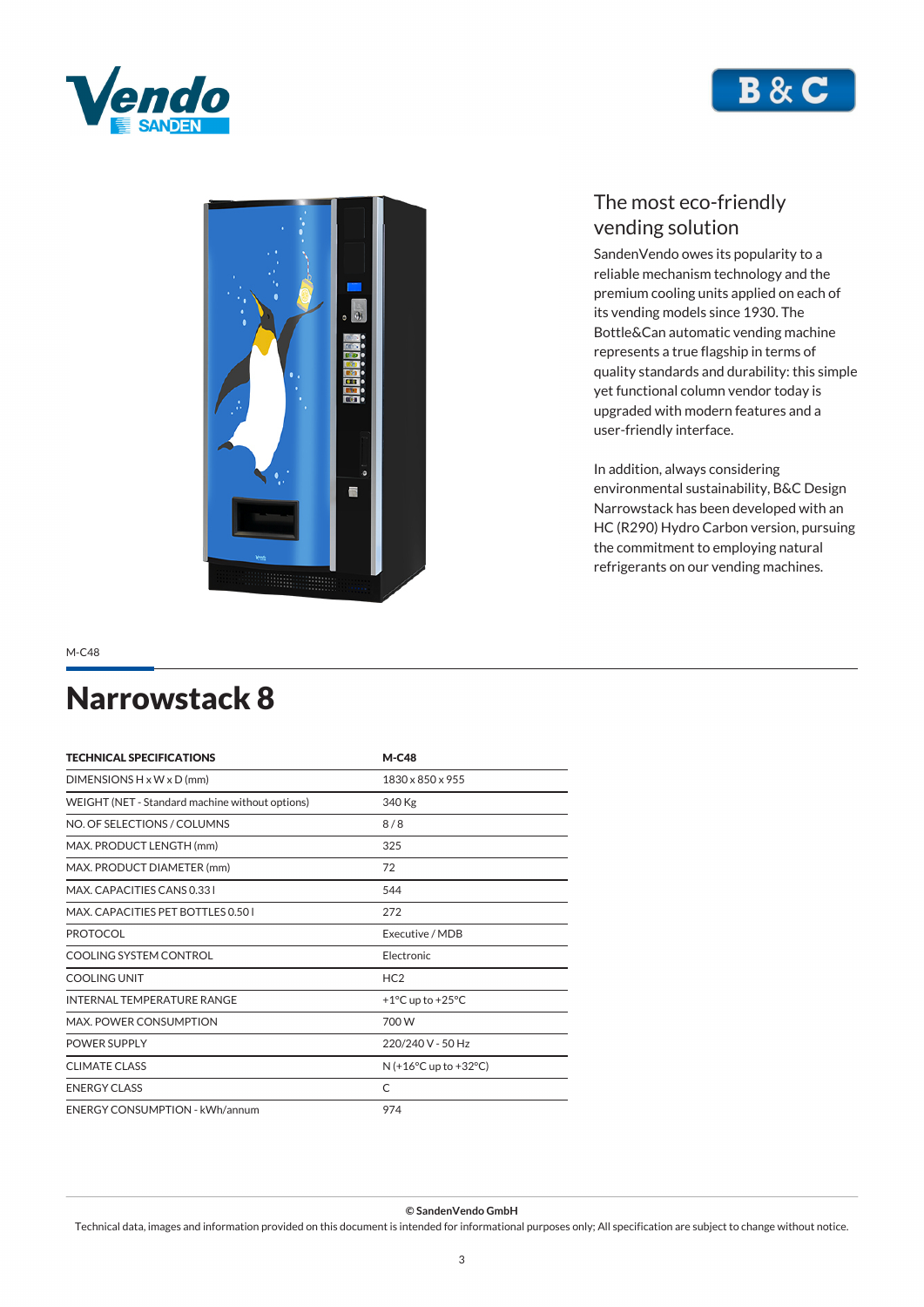## The most eco-friendly vending solution

SandenVendo owes its popularity to a reliable mechanism technology and the premium cooling units applied on each of its vending models since 1930. The Bottle&Can automatic vending machine represents a true flagship in terms of quality standards and durability: this simple yet functional column vendor today is upgraded with modern features and a user-friendly interface.

In addition, always considering environmental sustainability, B&C Design Narrowstack has been developed with an HC (R290) Hydro Carbon version, pursuing the commitment to employing natural refrigerants on our vending machines.

M-C48

# Narrowstack 8

| TECHNICAL SPECIFICATIONS | M-C48 |
|---|---|
| DIMENSIONS H x W x D (mm) | 1830 x 850 x 955 |
| WEIGHT (NET - Standard machine without options) | 340 Kg |
| NO. OF SELECTIONS / COLUMNS | 8 / 8 |
| MAX. PRODUCT LENGTH (mm) | 325 |
| MAX. PRODUCT DIAMETER (mm) | 72 |
| MAX. CAPACITIES CANS 0.33 l | 544 |
| MAX. CAPACITIES PET BOTTLES 0.50 l | 272 |
| PROTOCOL | Executive / MDB |
| COOLING SYSTEM CONTROL | Electronic |
| COOLING UNIT | HC2 |
| INTERNAL TEMPERATURE RANGE | +1°C up to +25°C |
| MAX. POWER CONSUMPTION | 700 W |
| POWER SUPPLY | 220/240 V - 50 Hz |
| CLIMATE CLASS | N (+16°C up to +32°C) |
| ENERGY CLASS | C |
| ENERGY CONSUMPTION - kWh/annum | 974 |

**© SandenVendo GmbH**

Technical data, images and information provided on this document is intended for informational purposes only; All specification are subject to change without notice.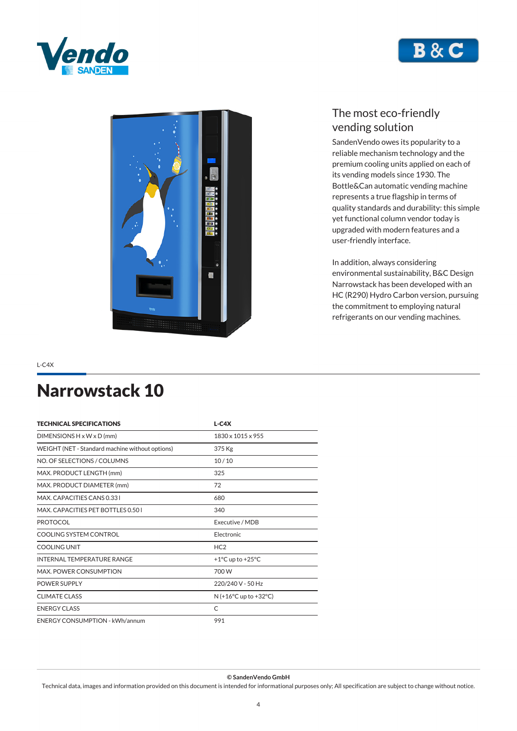## The most eco-friendly vending solution

SandenVendo owes its popularity to a reliable mechanism technology and the premium cooling units applied on each of its vending models since 1930. The Bottle&Can automatic vending machine represents a true flagship in terms of quality standards and durability: this simple yet functional column vendor today is upgraded with modern features and a user-friendly interface.

In addition, always considering environmental sustainability, B&C Design Narrowstack has been developed with an HC (R290) Hydro Carbon version, pursuing the commitment to employing natural refrigerants on our vending machines.

L-C4X

# Narrowstack 10

| TECHNICAL SPECIFICATIONS | L-C4X |
|---|---|
| DIMENSIONS H x W x D (mm) | 1830 x 1015 x 955 |
| WEIGHT (NET - Standard machine without options) | 375 Kg |
| NO. OF SELECTIONS / COLUMNS | 10 / 10 |
| MAX. PRODUCT LENGTH (mm) | 325 |
| MAX. PRODUCT DIAMETER (mm) | 72 |
| MAX. CAPACITIES CANS 0.33 l | 680 |
| MAX. CAPACITIES PET BOTTLES 0.50 l | 340 |
| PROTOCOL | Executive / MDB |
| COOLING SYSTEM CONTROL | Electronic |
| COOLING UNIT | HC2 |
| INTERNAL TEMPERATURE RANGE | +1°C up to +25°C |
| MAX. POWER CONSUMPTION | 700 W |
| POWER SUPPLY | 220/240 V - 50 Hz |
| CLIMATE CLASS | N (+16°C up to +32°C) |
| ENERGY CLASS | C |
| ENERGY CONSUMPTION - kWh/annum | 991 |

**© SandenVendo GmbH**

Technical data, images and information provided on this document is intended for informational purposes only; All specification are subject to change without notice.